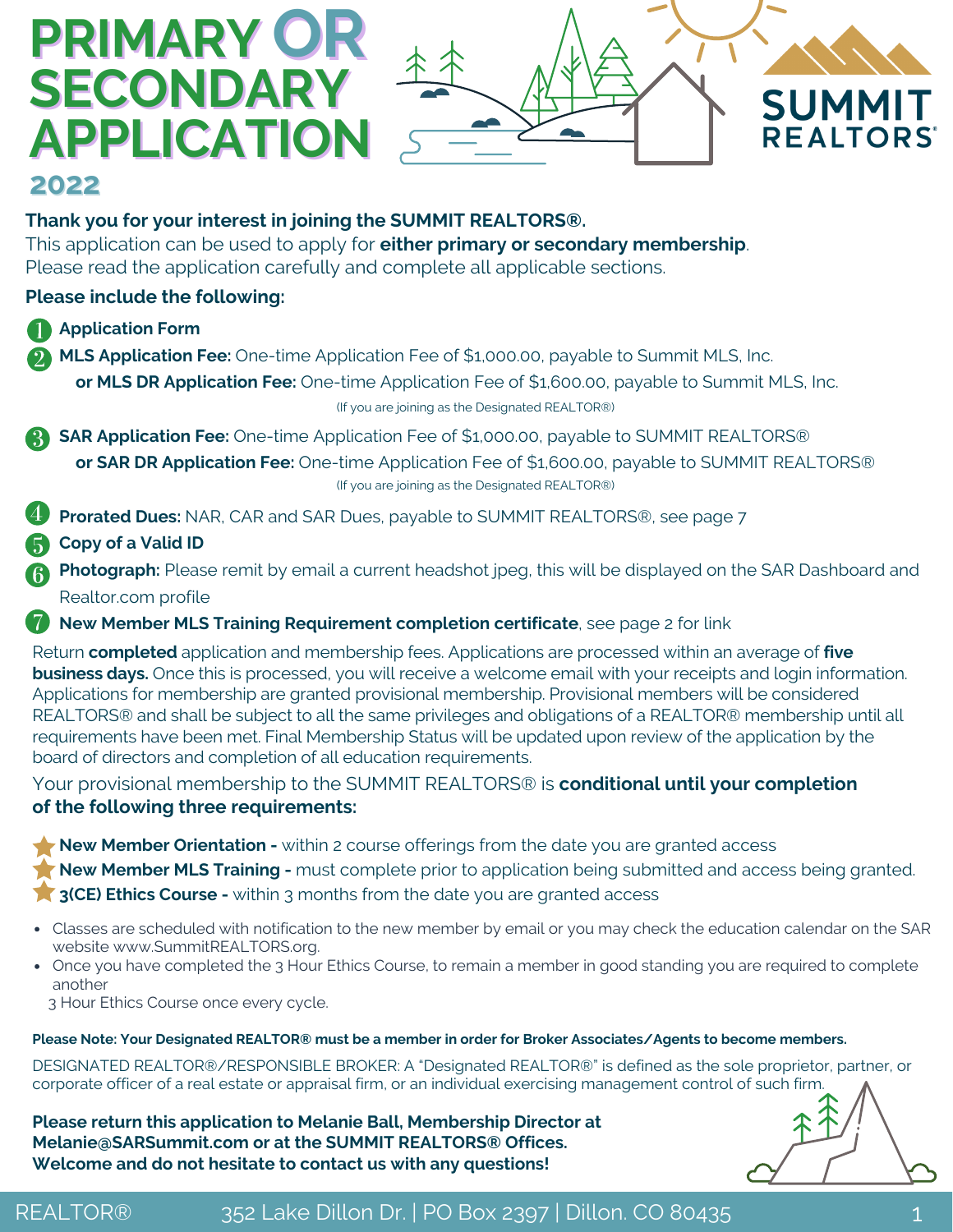# PRIMARY OR SECONDARY APPLICATION

## 2022

SUMMIT REALTORS®

**Thank you for your interest in joining the SUMMIT REALTORS®.**
This application can be used to apply for **either primary or secondary membership**.
Please read the application carefully and complete all applicable sections.

**Please include the following:**

1. **Application Form**
2. **MLS Application Fee:** One-time Application Fee of $1,000.00, payable to Summit MLS, Inc.
   **or MLS DR Application Fee:** One-time Application Fee of $1,600.00, payable to Summit MLS, Inc.
   (If you are joining as the Designated REALTOR®)
3. **SAR Application Fee:** One-time Application Fee of $1,000.00, payable to SUMMIT REALTORS®
   **or SAR DR Application Fee:** One-time Application Fee of $1,600.00, payable to SUMMIT REALTORS®
   (If you are joining as the Designated REALTOR®)
4. **Prorated Dues:** NAR, CAR and SAR Dues, payable to SUMMIT REALTORS®, see page 7
5. **Copy of a Valid ID**
6. **Photograph:** Please remit by email a current headshot jpeg, this will be displayed on the SAR Dashboard and Realtor.com profile
7. **New Member MLS Training Requirement completion certificate**, see page 2 for link

Return **completed** application and membership fees. Applications are processed within an average of **five business days.** Once this is processed, you will receive a welcome email with your receipts and login information. Applications for membership are granted provisional membership. Provisional members will be considered REALTORS® and shall be subject to all the same privileges and obligations of a REALTOR® membership until all requirements have been met. Final Membership Status will be updated upon review of the application by the board of directors and completion of all education requirements.

Your provisional membership to the SUMMIT REALTORS® is **conditional until your completion of the following three requirements:**

- **New Member Orientation -** within 2 course offerings from the date you are granted access
- **New Member MLS Training -** must complete prior to application being submitted and access being granted.
- **3(CE) Ethics Course -** within 3 months from the date you are granted access

- Classes are scheduled with notification to the new member by email or you may check the education calendar on the SAR website www.SummitREALTORS.org.
- Once you have completed the 3 Hour Ethics Course, to remain a member in good standing you are required to complete another
  3 Hour Ethics Course once every cycle.

**Please Note: Your Designated REALTOR® must be a member in order for Broker Associates/Agents to become members.**

DESIGNATED REALTOR®/RESPONSIBLE BROKER: A "Designated REALTOR®" is defined as the sole proprietor, partner, or corporate officer of a real estate or appraisal firm, or an individual exercising management control of such firm.

**Please return this application to Melanie Ball, Membership Director at Melanie@SARSummit.com or at the SUMMIT REALTORS® Offices.**
**Welcome and do not hesitate to contact us with any questions!**

REALTOR® 352 Lake Dillon Dr. | PO Box 2397 | Dillon. CO 80435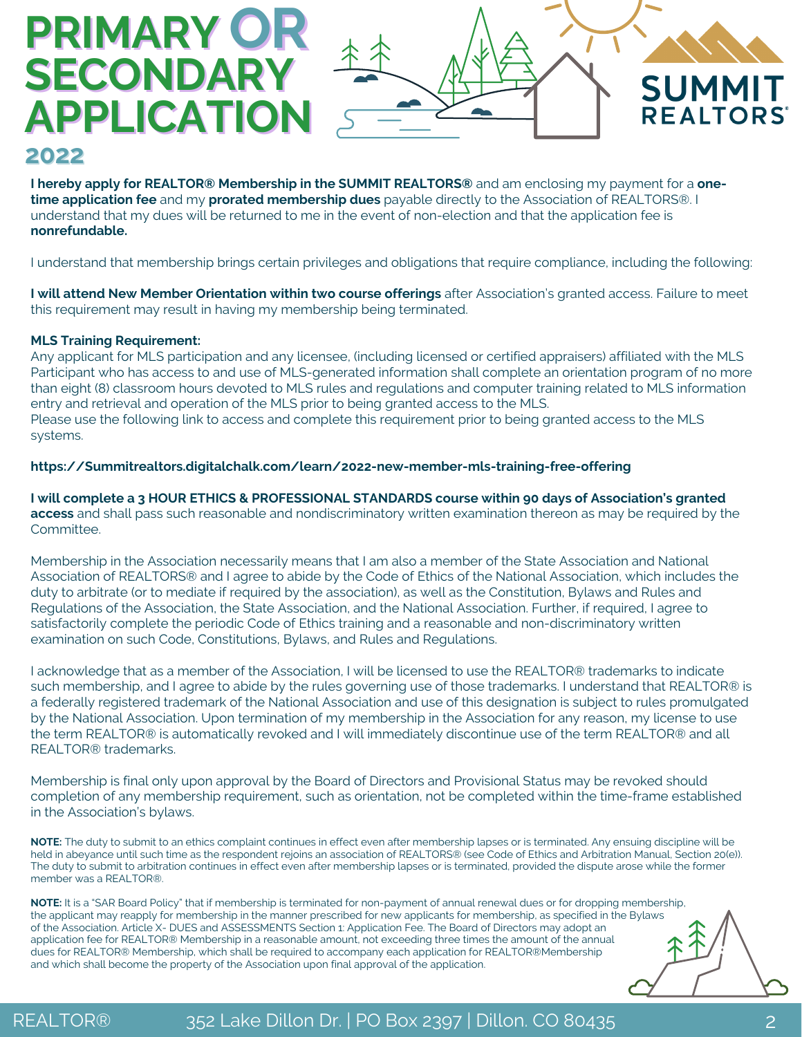# PRIMARY OR SECONDARY APPLICATION

## 2022

SUMMIT REALTORS®

**I hereby apply for REALTOR® Membership in the SUMMIT REALTORS®** and am enclosing my payment for a **one-time application fee** and my **prorated membership dues** payable directly to the Association of REALTORS®. I understand that my dues will be returned to me in the event of non-election and that the application fee is **nonrefundable.**

I understand that membership brings certain privileges and obligations that require compliance, including the following:

**I will attend New Member Orientation within two course offerings** after Association's granted access. Failure to meet this requirement may result in having my membership being terminated.

**MLS Training Requirement:**
Any applicant for MLS participation and any licensee, (including licensed or certified appraisers) affiliated with the MLS Participant who has access to and use of MLS-generated information shall complete an orientation program of no more than eight (8) classroom hours devoted to MLS rules and regulations and computer training related to MLS information entry and retrieval and operation of the MLS prior to being granted access to the MLS.
Please use the following link to access and complete this requirement prior to being granted access to the MLS systems.

**https://Summitrealtors.digitalchalk.com/learn/2022-new-member-mls-training-free-offering**

**I will complete a 3 HOUR ETHICS & PROFESSIONAL STANDARDS course within 90 days of Association's granted access** and shall pass such reasonable and nondiscriminatory written examination thereon as may be required by the Committee.

Membership in the Association necessarily means that I am also a member of the State Association and National Association of REALTORS® and I agree to abide by the Code of Ethics of the National Association, which includes the duty to arbitrate (or to mediate if required by the association), as well as the Constitution, Bylaws and Rules and Regulations of the Association, the State Association, and the National Association. Further, if required, I agree to satisfactorily complete the periodic Code of Ethics training and a reasonable and non-discriminatory written examination on such Code, Constitutions, Bylaws, and Rules and Regulations.

I acknowledge that as a member of the Association, I will be licensed to use the REALTOR® trademarks to indicate such membership, and I agree to abide by the rules governing use of those trademarks. I understand that REALTOR® is a federally registered trademark of the National Association and use of this designation is subject to rules promulgated by the National Association. Upon termination of my membership in the Association for any reason, my license to use the term REALTOR® is automatically revoked and I will immediately discontinue use of the term REALTOR® and all REALTOR® trademarks.

Membership is final only upon approval by the Board of Directors and Provisional Status may be revoked should completion of any membership requirement, such as orientation, not be completed within the time-frame established in the Association's bylaws.

**NOTE:** The duty to submit to an ethics complaint continues in effect even after membership lapses or is terminated. Any ensuing discipline will be held in abeyance until such time as the respondent rejoins an association of REALTORS® (see Code of Ethics and Arbitration Manual, Section 20(e)). The duty to submit to arbitration continues in effect even after membership lapses or is terminated, provided the dispute arose while the former member was a REALTOR®.

**NOTE:** It is a "SAR Board Policy" that if membership is terminated for non-payment of annual renewal dues or for dropping membership, the applicant may reapply for membership in the manner prescribed for new applicants for membership, as specified in the Bylaws of the Association. Article X- DUES and ASSESSMENTS Section 1: Application Fee. The Board of Directors may adopt an application fee for REALTOR® Membership in a reasonable amount, not exceeding three times the amount of the annual dues for REALTOR® Membership, which shall be required to accompany each application for REALTOR®Membership and which shall become the property of the Association upon final approval of the application.

REALTOR® 352 Lake Dillon Dr. | PO Box 2397 | Dillon. CO 80435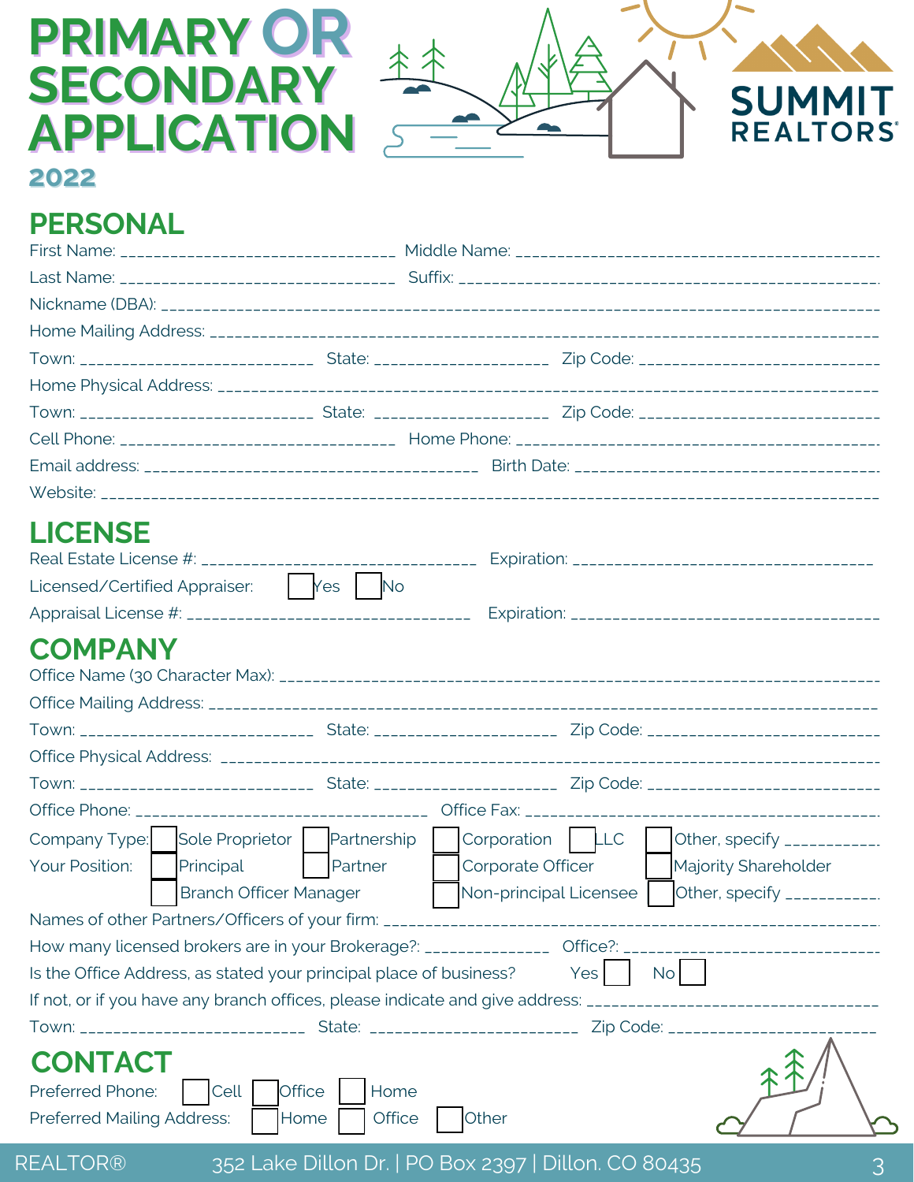# PRIMARY OR SECONDARY APPLICATION

**2022**

SUMMIT REALTORS®

## PERSONAL

First Name: ______________________________ Middle Name: ______________________________

Last Name: ______________________________ Suffix: ______________________________

Nickname (DBA): ______________________________

Home Mailing Address: ______________________________

Town: ____________________ State: ____________________ Zip Code: ____________________

Home Physical Address: ______________________________

Town: ____________________ State: ____________________ Zip Code: ____________________

Cell Phone: ______________________________ Home Phone: ______________________________

Email address: ______________________________ Birth Date: ______________________________

Website: ______________________________

## LICENSE

Real Estate License #: ______________________________ Expiration: ______________________________

Licensed/Certified Appraiser: ☐ Yes ☐ No

Appraisal License #: ______________________________ Expiration: ______________________________

## COMPANY

Office Name (30 Character Max): ______________________________

Office Mailing Address: ______________________________

Town: ____________________ State: ____________________ Zip Code: ____________________

Office Physical Address: ______________________________

Town: ____________________ State: ____________________ Zip Code: ____________________

Office Phone: ______________________________ Office Fax: ______________________________

Company Type: ☐ Sole Proprietor ☐ Partnership ☐ Corporation ☐ LLC ☐ Other, specify __________

Your Position: ☐ Principal ☐ Partner ☐ Corporate Officer ☐ Majority Shareholder ☐ Branch Officer Manager ☐ Non-principal Licensee ☐ Other, specify __________

Names of other Partners/Officers of your firm: ______________________________

How many licensed brokers are in your Brokerage?: ____________ Office?: ____________

Is the Office Address, as stated your principal place of business? Yes ☐ No ☐

If not, or if you have any branch offices, please indicate and give address: ______________________________

Town: ____________________ State: ____________________ Zip Code: ____________________

## CONTACT

Preferred Phone: ☐ Cell ☐ Office ☐ Home

Preferred Mailing Address: ☐ Home ☐ Office ☐ Other

REALTOR® 352 Lake Dillon Dr. | PO Box 2397 | Dillon. CO 80435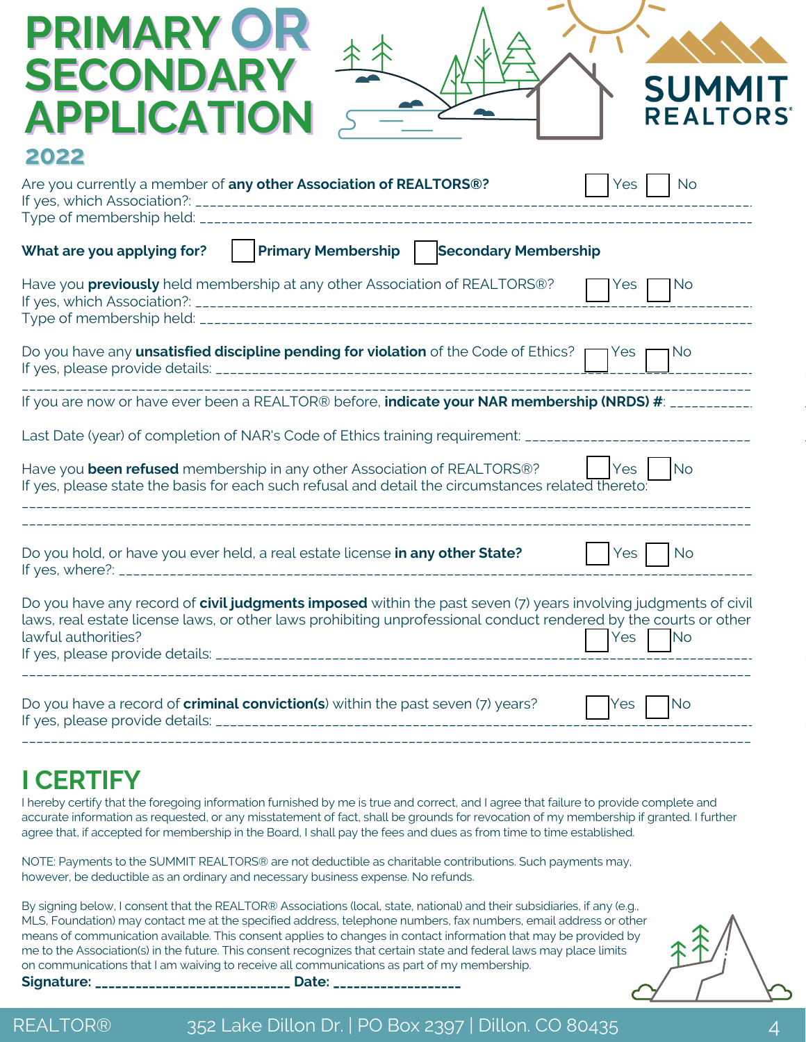# PRIMARY OR SECONDARY APPLICATION

## 2022

**SUMMIT REALTORS®**

Are you currently a member of **any other Association of REALTORS®?** ☐ Yes ☐ No
If yes, which Association?: ____________________________________________
Type of membership held: ____________________________________________

**What are you applying for?** ☐ **Primary Membership** ☐ **Secondary Membership**

Have you **previously** held membership at any other Association of REALTORS®? ☐ Yes ☐ No
If yes, which Association?: ____________________________________________
Type of membership held: ____________________________________________

Do you have any **unsatisfied discipline pending for violation** of the Code of Ethics? ☐ Yes ☐ No
If yes, please provide details: ____________________________________________
____________________________________________

If you are now or have ever been a REALTOR® before, **indicate your NAR membership (NRDS) #**: ___________

Last Date (year) of completion of NAR's Code of Ethics training requirement: ______________________________

Have you **been refused** membership in any other Association of REALTORS®? ☐ Yes ☐ No
If yes, please state the basis for each such refusal and detail the circumstances related thereto:
____________________________________________
____________________________________________

Do you hold, or have you ever held, a real estate license **in any other State?** ☐ Yes ☐ No
If yes, where?: ____________________________________________

Do you have any record of **civil judgments imposed** within the past seven (7) years involving judgments of civil laws, real estate license laws, or other laws prohibiting unprofessional conduct rendered by the courts or other lawful authorities? ☐ Yes ☐ No
If yes, please provide details: ____________________________________________
____________________________________________

Do you have a record of **criminal conviction(s**) within the past seven (7) years? ☐ Yes ☐ No
If yes, please provide details: ____________________________________________
____________________________________________

## I CERTIFY

I hereby certify that the foregoing information furnished by me is true and correct, and I agree that failure to provide complete and accurate information as requested, or any misstatement of fact, shall be grounds for revocation of my membership if granted. I further agree that, if accepted for membership in the Board, I shall pay the fees and dues as from time to time established.

NOTE: Payments to the SUMMIT REALTORS® are not deductible as charitable contributions. Such payments may, however, be deductible as an ordinary and necessary business expense. No refunds.

By signing below, I consent that the REALTOR® Associations (local, state, national) and their subsidiaries, if any (e.g., MLS, Foundation) may contact me at the specified address, telephone numbers, fax numbers, email address or other means of communication available. This consent applies to changes in contact information that may be provided by me to the Association(s) in the future. This consent recognizes that certain state and federal laws may place limits on communications that I am waiving to receive all communications as part of my membership.

**Signature: ____________________________ Date: __________________**

REALTOR® 352 Lake Dillon Dr. | PO Box 2397 | Dillon. CO 80435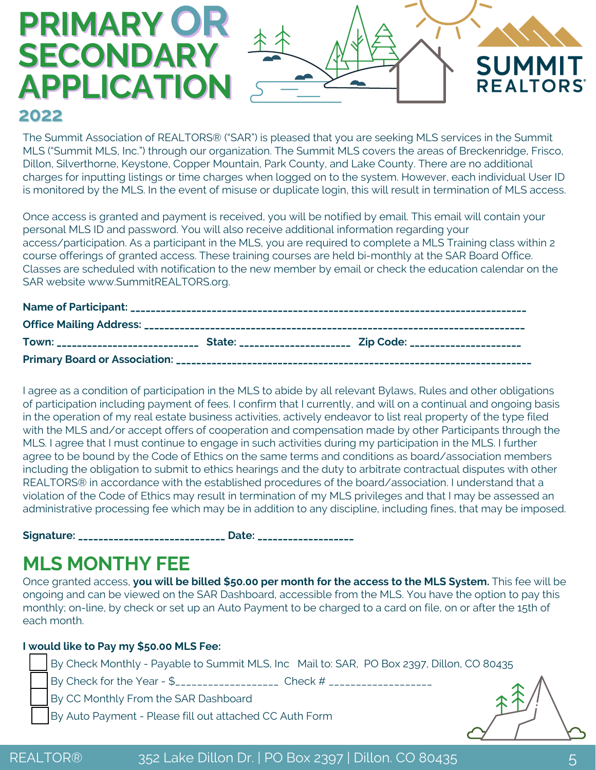# PRIMARY OR SECONDARY APPLICATION

## 2022

SUMMIT REALTORS®

The Summit Association of REALTORS® ("SAR") is pleased that you are seeking MLS services in the Summit MLS ("Summit MLS, Inc.") through our organization. The Summit MLS covers the areas of Breckenridge, Frisco, Dillon, Silverthorne, Keystone, Copper Mountain, Park County, and Lake County. There are no additional charges for inputting listings or time charges when logged on to the system. However, each individual User ID is monitored by the MLS. In the event of misuse or duplicate login, this will result in termination of MLS access.

Once access is granted and payment is received, you will be notified by email. This email will contain your personal MLS ID and password. You will also receive additional information regarding your access/participation. As a participant in the MLS, you are required to complete a MLS Training class within 2 course offerings of granted access. These training courses are held bi-monthly at the SAR Board Office. Classes are scheduled with notification to the new member by email or check the education calendar on the SAR website www.SummitREALTORS.org.

**Name of Participant:** ___________________________________________________________________________

**Office Mailing Address:** _________________________________________________________________________

**Town:** __________________________ **State:** ____________________ **Zip Code:** ____________________

**Primary Board or Association:** ___________________________________________________________________

I agree as a condition of participation in the MLS to abide by all relevant Bylaws, Rules and other obligations of participation including payment of fees. I confirm that I currently, and will on a continual and ongoing basis in the operation of my real estate business activities, actively endeavor to list real property of the type filed with the MLS and/or accept offers of cooperation and compensation made by other Participants through the MLS. I agree that I must continue to engage in such activities during my participation in the MLS. I further agree to be bound by the Code of Ethics on the same terms and conditions as board/association members including the obligation to submit to ethics hearings and the duty to arbitrate contractual disputes with other REALTORS® in accordance with the established procedures of the board/association. I understand that a violation of the Code of Ethics may result in termination of my MLS privileges and that I may be assessed an administrative processing fee which may be in addition to any discipline, including fines, that may be imposed.

**Signature:** ___________________________ **Date:** _________________

## MLS MONTHY FEE

Once granted access, **you will be billed $50.00 per month for the access to the MLS System.** This fee will be ongoing and can be viewed on the SAR Dashboard, accessible from the MLS. You have the option to pay this monthly; on-line, by check or set up an Auto Payment to be charged to a card on file, on or after the 15th of each month.

**I would like to Pay my $50.00 MLS Fee:**

- ☐ By Check Monthly - Payable to Summit MLS, Inc   Mail to: SAR, PO Box 2397, Dillon, CO 80435
- ☐ By Check for the Year - $__________________ Check # __________________
- ☐ By CC Monthly From the SAR Dashboard
- ☐ By Auto Payment - Please fill out attached CC Auth Form

REALTOR® 352 Lake Dillon Dr. | PO Box 2397 | Dillon. CO 80435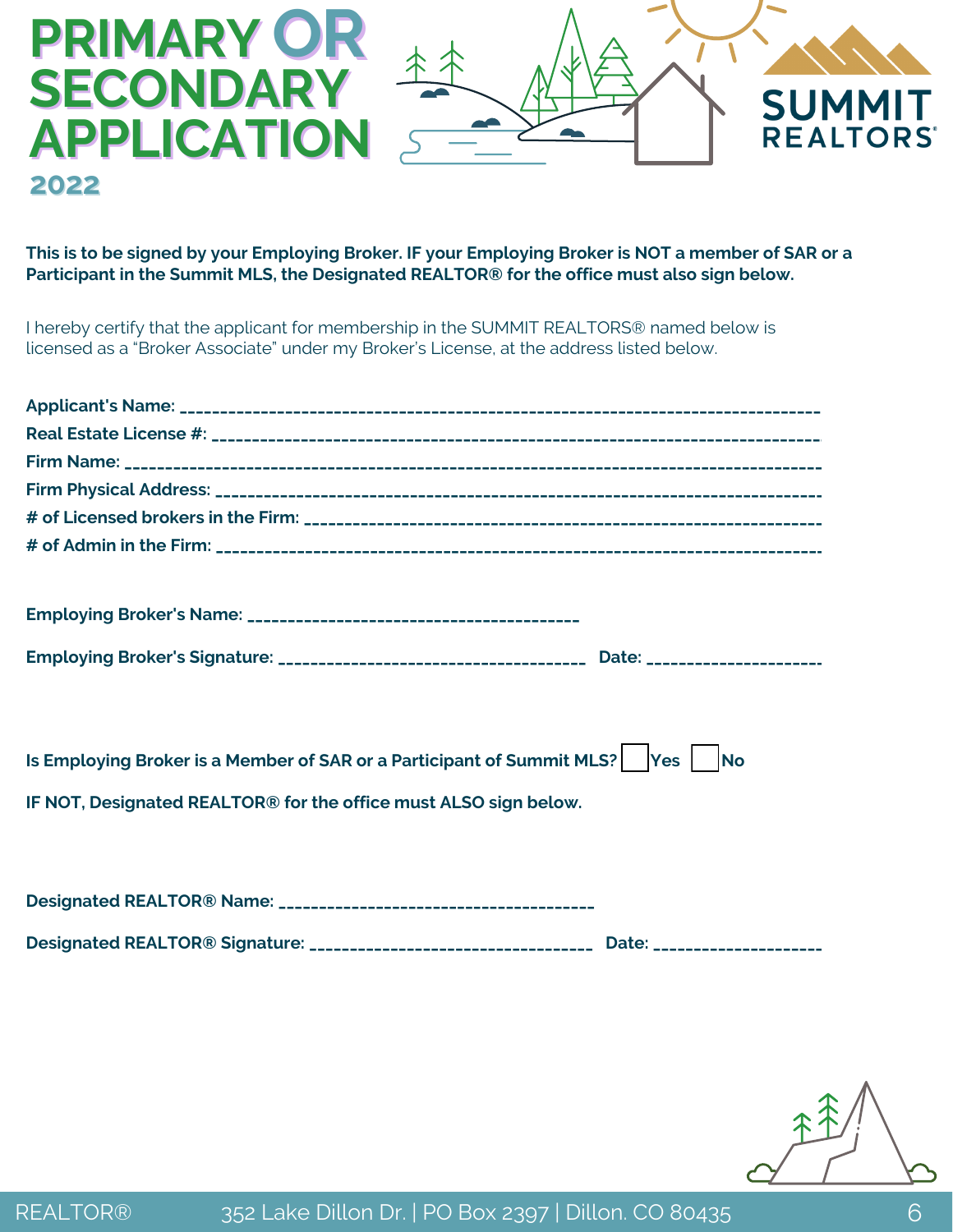# PRIMARY OR SECONDARY APPLICATION

## 2022

SUMMIT REALTORS®

**This is to be signed by your Employing Broker. IF your Employing Broker is NOT a member of SAR or a Participant in the Summit MLS, the Designated REALTOR® for the office must also sign below.**

I hereby certify that the applicant for membership in the SUMMIT REALTORS® named below is licensed as a "Broker Associate" under my Broker's License, at the address listed below.

**Applicant's Name:** ______________________________________________________________________

**Real Estate License #:** ______________________________________________________________________

**Firm Name:** ______________________________________________________________________

**Firm Physical Address:** ______________________________________________________________________

**# of Licensed brokers in the Firm:** ______________________________________________________________

**# of Admin in the Firm:** ______________________________________________________________________

**Employing Broker's Name:** ______________________________________

**Employing Broker's Signature:** ____________________________________ **Date:** ____________________

**Is Employing Broker is a Member of SAR or a Participant of Summit MLS?** ☐ **Yes** ☐ **No**

**IF NOT, Designated REALTOR® for the office must ALSO sign below.**

**Designated REALTOR® Name:** ____________________________________

**Designated REALTOR® Signature:** ________________________________ **Date:** ___________________

REALTOR® 352 Lake Dillon Dr. | PO Box 2397 | Dillon. CO 80435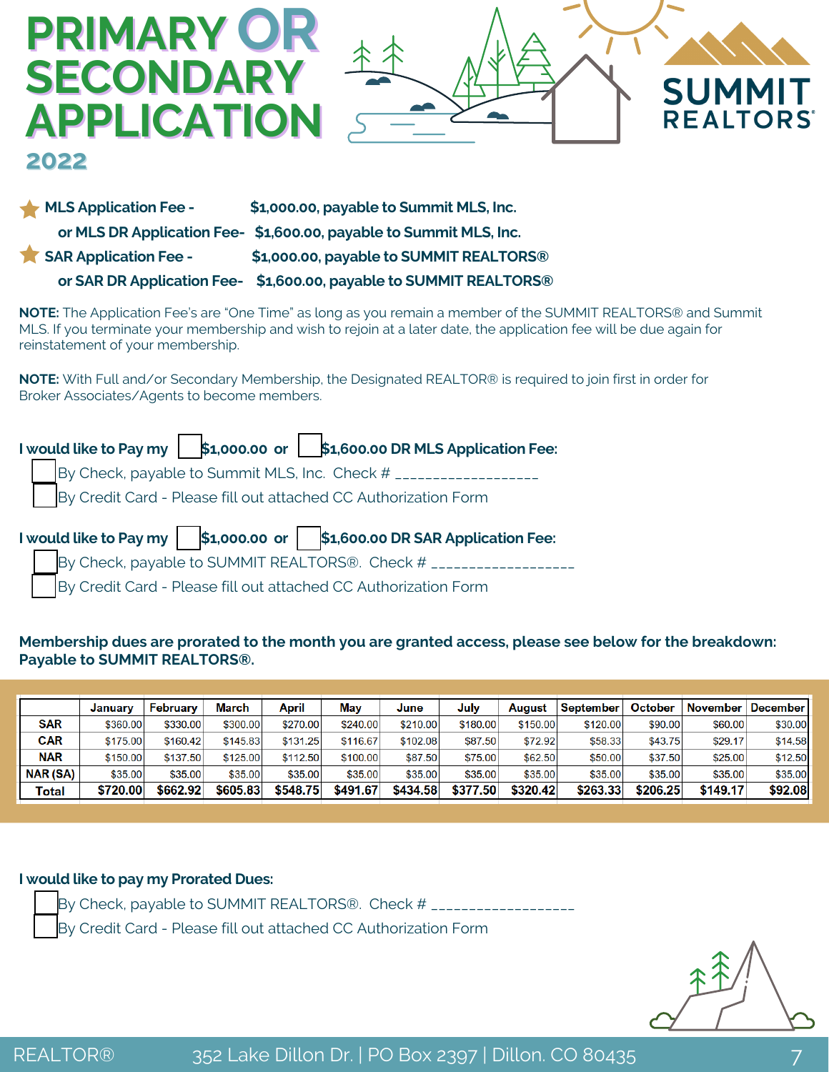# PRIMARY OR SECONDARY APPLICATION

## 2022

SUMMIT REALTORS®

★ **MLS Application Fee - $1,000.00, payable to Summit MLS, Inc.**
**or MLS DR Application Fee- $1,600.00, payable to Summit MLS, Inc.**
★ **SAR Application Fee - $1,000.00, payable to SUMMIT REALTORS®**
**or SAR DR Application Fee- $1,600.00, payable to SUMMIT REALTORS®**

**NOTE:** The Application Fee's are "One Time" as long as you remain a member of the SUMMIT REALTORS® and Summit MLS. If you terminate your membership and wish to rejoin at a later date, the application fee will be due again for reinstatement of your membership.

**NOTE:** With Full and/or Secondary Membership, the Designated REALTOR® is required to join first in order for Broker Associates/Agents to become members.

**I would like to Pay my ☐ $1,000.00 or ☐ $1,600.00 DR MLS Application Fee:**
- ☐ By Check, payable to Summit MLS, Inc. Check # ___________________
- ☐ By Credit Card - Please fill out attached CC Authorization Form

**I would like to Pay my ☐ $1,000.00 or ☐ $1,600.00 DR SAR Application Fee:**
- ☐ By Check, payable to SUMMIT REALTORS®. Check # ___________________
- ☐ By Credit Card - Please fill out attached CC Authorization Form

**Membership dues are prorated to the month you are granted access, please see below for the breakdown: Payable to SUMMIT REALTORS®.**

| | January | February | March | April | May | June | July | August | September | October | November | December |
|---|---|---|---|---|---|---|---|---|---|---|---|---|
| SAR | $360.00 | $330.00 | $300.00 | $270.00 | $240.00 | $210.00 | $180.00 | $150.00 | $120.00 | $90.00 | $60.00 | $30.00 |
| CAR | $175.00 | $160.42 | $145.83 | $131.25 | $116.67 | $102.08 | $87.50 | $72.92 | $58.33 | $43.75 | $29.17 | $14.58 |
| NAR | $150.00 | $137.50 | $125.00 | $112.50 | $100.00 | $87.50 | $75.00 | $62.50 | $50.00 | $37.50 | $25.00 | $12.50 |
| NAR (SA) | $35.00 | $35.00 | $35.00 | $35.00 | $35.00 | $35.00 | $35.00 | $35.00 | $35.00 | $35.00 | $35.00 | $35.00 |
| **Total** | **$720.00** | **$662.92** | **$605.83** | **$548.75** | **$491.67** | **$434.58** | **$377.50** | **$320.42** | **$263.33** | **$206.25** | **$149.17** | **$92.08** |

**I would like to pay my Prorated Dues:**
- ☐ By Check, payable to SUMMIT REALTORS®. Check # ___________________
- ☐ By Credit Card - Please fill out attached CC Authorization Form

REALTOR® 352 Lake Dillon Dr. | PO Box 2397 | Dillon. CO 80435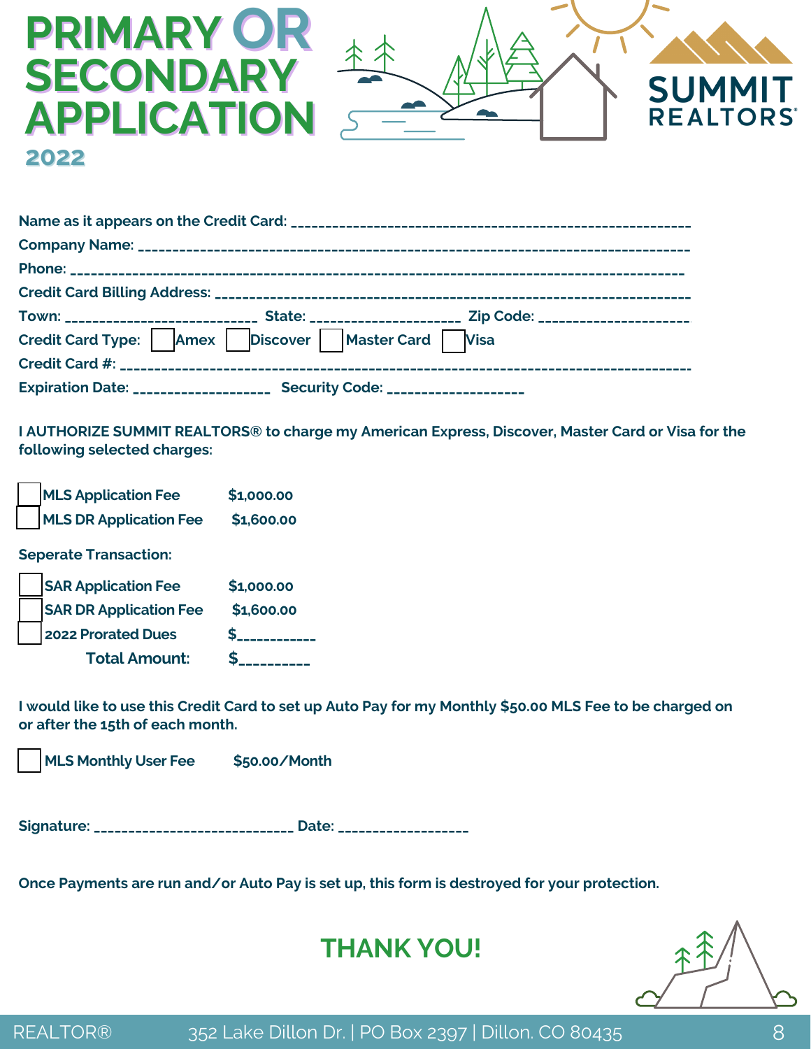# PRIMARY OR SECONDARY APPLICATION

## 2022

SUMMIT REALTORS®

**Name as it appears on the Credit Card:** ______________________________________________________

**Company Name:** ____________________________________________________________________________

**Phone:** __________________________________________________________________________________

**Credit Card Billing Address:** ______________________________________________________________

**Town:** ___________________________ **State:** ____________________ **Zip Code:** ____________________

**Credit Card Type:** ☐ Amex ☐ Discover ☐ Master Card ☐ Visa

**Credit Card #:** ___________________________________________________________________________

**Expiration Date:** __________________ **Security Code:** __________________

**I AUTHORIZE SUMMIT REALTORS® to charge my American Express, Discover, Master Card or Visa for the following selected charges:**

☐ **MLS Application Fee** **$1,000.00**

☐ **MLS DR Application Fee** **$1,600.00**

**Seperate Transaction:**

☐ **SAR Application Fee** **$1,000.00**

☐ **SAR DR Application Fee** **$1,600.00**

☐ **2022 Prorated Dues** **$___________**

**Total Amount:** **$__________**

**I would like to use this Credit Card to set up Auto Pay for my Monthly $50.00 MLS Fee to be charged on or after the 15th of each month.**

☐ **MLS Monthly User Fee** **$50.00/Month**

**Signature:** ___________________________ **Date:** _________________

**Once Payments are run and/or Auto Pay is set up, this form is destroyed for your protection.**

## THANK YOU!

REALTOR® 352 Lake Dillon Dr. | PO Box 2397 | Dillon. CO 80435